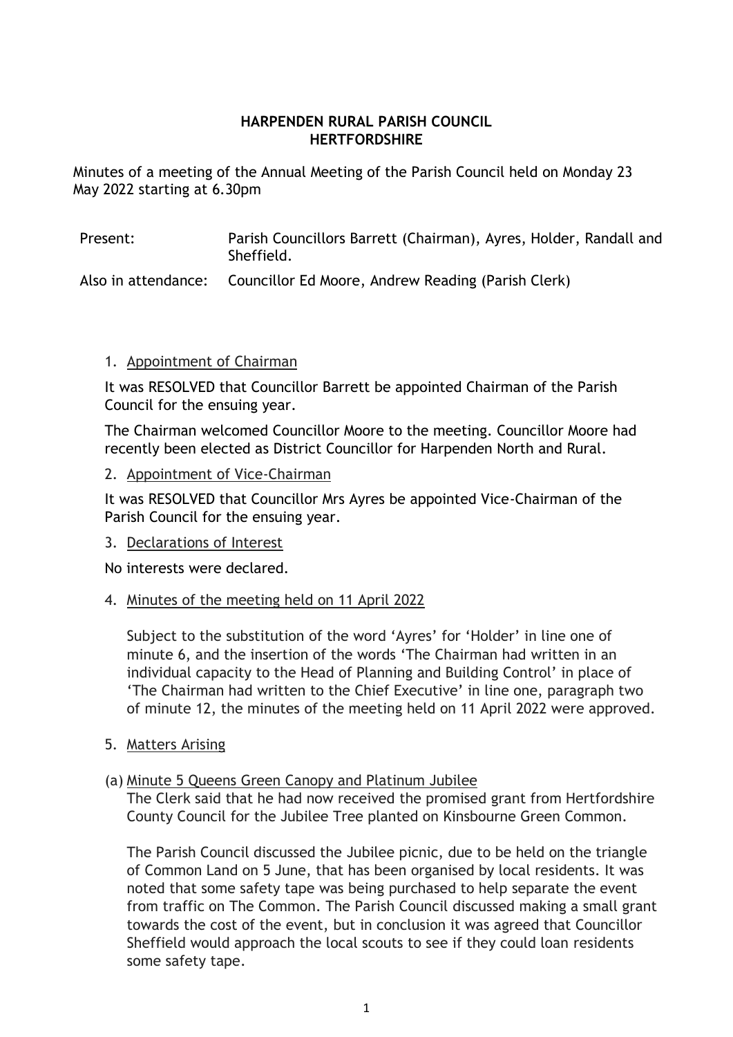**HARPENDEN RURAL PARISH COUNCIL**
**HERTFORDSHIRE**

Minutes of a meeting of the Annual Meeting of the Parish Council held on Monday 23 May 2022 starting at 6.30pm

| | |
|---|---|
| Present: | Parish Councillors Barrett (Chairman), Ayres, Holder, Randall and Sheffield. |
| Also in attendance: | Councillor Ed Moore, Andrew Reading (Parish Clerk) |

1. Appointment of Chairman

It was RESOLVED that Councillor Barrett be appointed Chairman of the Parish Council for the ensuing year.

The Chairman welcomed Councillor Moore to the meeting. Councillor Moore had recently been elected as District Councillor for Harpenden North and Rural.

2. Appointment of Vice-Chairman

It was RESOLVED that Councillor Mrs Ayres be appointed Vice-Chairman of the Parish Council for the ensuing year.

3. Declarations of Interest

No interests were declared.

4. Minutes of the meeting held on 11 April 2022

Subject to the substitution of the word 'Ayres' for 'Holder' in line one of minute 6, and the insertion of the words 'The Chairman had written in an individual capacity to the Head of Planning and Building Control' in place of 'The Chairman had written to the Chief Executive' in line one, paragraph two of minute 12, the minutes of the meeting held on 11 April 2022 were approved.

5. Matters Arising

(a) Minute 5 Queens Green Canopy and Platinum Jubilee

The Clerk said that he had now received the promised grant from Hertfordshire County Council for the Jubilee Tree planted on Kinsbourne Green Common.

The Parish Council discussed the Jubilee picnic, due to be held on the triangle of Common Land on 5 June, that has been organised by local residents. It was noted that some safety tape was being purchased to help separate the event from traffic on The Common. The Parish Council discussed making a small grant towards the cost of the event, but in conclusion it was agreed that Councillor Sheffield would approach the local scouts to see if they could loan residents some safety tape.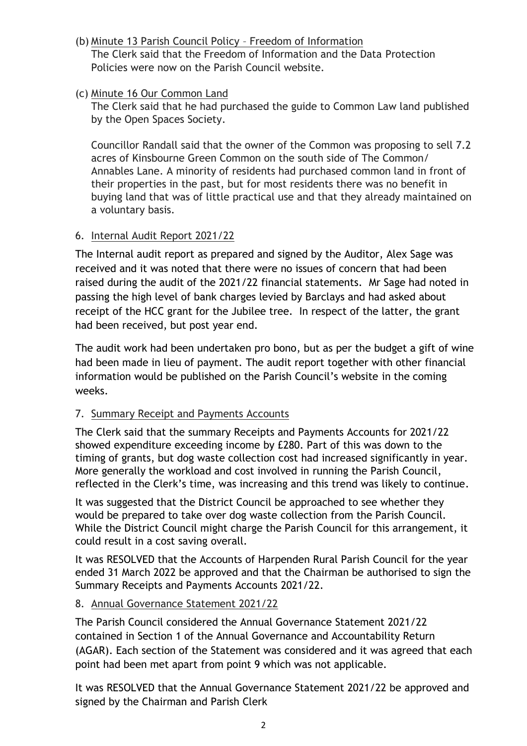(b) Minute 13 Parish Council Policy – Freedom of Information

The Clerk said that the Freedom of Information and the Data Protection Policies were now on the Parish Council website.

(c) Minute 16 Our Common Land

The Clerk said that he had purchased the guide to Common Law land published by the Open Spaces Society.

Councillor Randall said that the owner of the Common was proposing to sell 7.2 acres of Kinsbourne Green Common on the south side of The Common/ Annables Lane. A minority of residents had purchased common land in front of their properties in the past, but for most residents there was no benefit in buying land that was of little practical use and that they already maintained on a voluntary basis.

6. Internal Audit Report 2021/22

The Internal audit report as prepared and signed by the Auditor, Alex Sage was received and it was noted that there were no issues of concern that had been raised during the audit of the 2021/22 financial statements. Mr Sage had noted in passing the high level of bank charges levied by Barclays and had asked about receipt of the HCC grant for the Jubilee tree. In respect of the latter, the grant had been received, but post year end.

The audit work had been undertaken pro bono, but as per the budget a gift of wine had been made in lieu of payment. The audit report together with other financial information would be published on the Parish Council's website in the coming weeks.

7. Summary Receipt and Payments Accounts

The Clerk said that the summary Receipts and Payments Accounts for 2021/22 showed expenditure exceeding income by £280. Part of this was down to the timing of grants, but dog waste collection cost had increased significantly in year. More generally the workload and cost involved in running the Parish Council, reflected in the Clerk's time, was increasing and this trend was likely to continue.

It was suggested that the District Council be approached to see whether they would be prepared to take over dog waste collection from the Parish Council. While the District Council might charge the Parish Council for this arrangement, it could result in a cost saving overall.

It was RESOLVED that the Accounts of Harpenden Rural Parish Council for the year ended 31 March 2022 be approved and that the Chairman be authorised to sign the Summary Receipts and Payments Accounts 2021/22.

8. Annual Governance Statement 2021/22

The Parish Council considered the Annual Governance Statement 2021/22 contained in Section 1 of the Annual Governance and Accountability Return (AGAR). Each section of the Statement was considered and it was agreed that each point had been met apart from point 9 which was not applicable.

It was RESOLVED that the Annual Governance Statement 2021/22 be approved and signed by the Chairman and Parish Clerk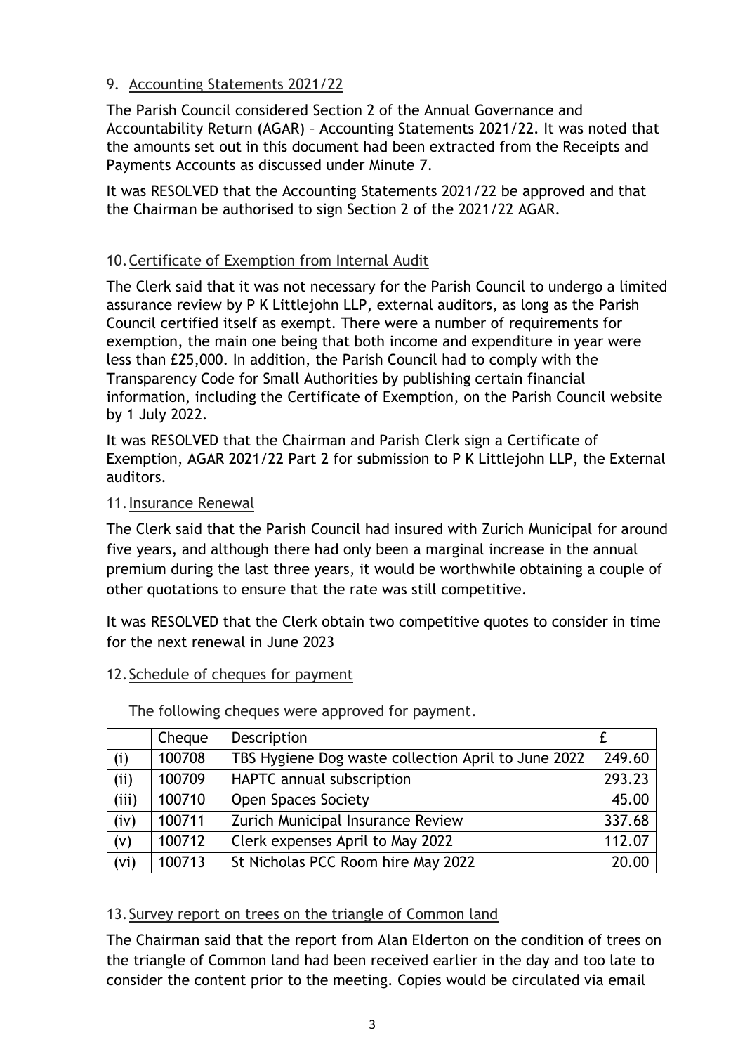9. Accounting Statements 2021/22

The Parish Council considered Section 2 of the Annual Governance and Accountability Return (AGAR) – Accounting Statements 2021/22. It was noted that the amounts set out in this document had been extracted from the Receipts and Payments Accounts as discussed under Minute 7.

It was RESOLVED that the Accounting Statements 2021/22 be approved and that the Chairman be authorised to sign Section 2 of the 2021/22 AGAR.

10. Certificate of Exemption from Internal Audit

The Clerk said that it was not necessary for the Parish Council to undergo a limited assurance review by P K Littlejohn LLP, external auditors, as long as the Parish Council certified itself as exempt. There were a number of requirements for exemption, the main one being that both income and expenditure in year were less than £25,000. In addition, the Parish Council had to comply with the Transparency Code for Small Authorities by publishing certain financial information, including the Certificate of Exemption, on the Parish Council website by 1 July 2022.

It was RESOLVED that the Chairman and Parish Clerk sign a Certificate of Exemption, AGAR 2021/22 Part 2 for submission to P K Littlejohn LLP, the External auditors.

11. Insurance Renewal

The Clerk said that the Parish Council had insured with Zurich Municipal for around five years, and although there had only been a marginal increase in the annual premium during the last three years, it would be worthwhile obtaining a couple of other quotations to ensure that the rate was still competitive.

It was RESOLVED that the Clerk obtain two competitive quotes to consider in time for the next renewal in June 2023

12. Schedule of cheques for payment

The following cheques were approved for payment.

| | Cheque | Description | £ |
|---|---|---|---|
| (i) | 100708 | TBS Hygiene Dog waste collection April to June 2022 | 249.60 |
| (ii) | 100709 | HAPTC annual subscription | 293.23 |
| (iii) | 100710 | Open Spaces Society | 45.00 |
| (iv) | 100711 | Zurich Municipal Insurance Review | 337.68 |
| (v) | 100712 | Clerk expenses April to May 2022 | 112.07 |
| (vi) | 100713 | St Nicholas PCC Room hire May 2022 | 20.00 |

13. Survey report on trees on the triangle of Common land

The Chairman said that the report from Alan Elderton on the condition of trees on the triangle of Common land had been received earlier in the day and too late to consider the content prior to the meeting. Copies would be circulated via email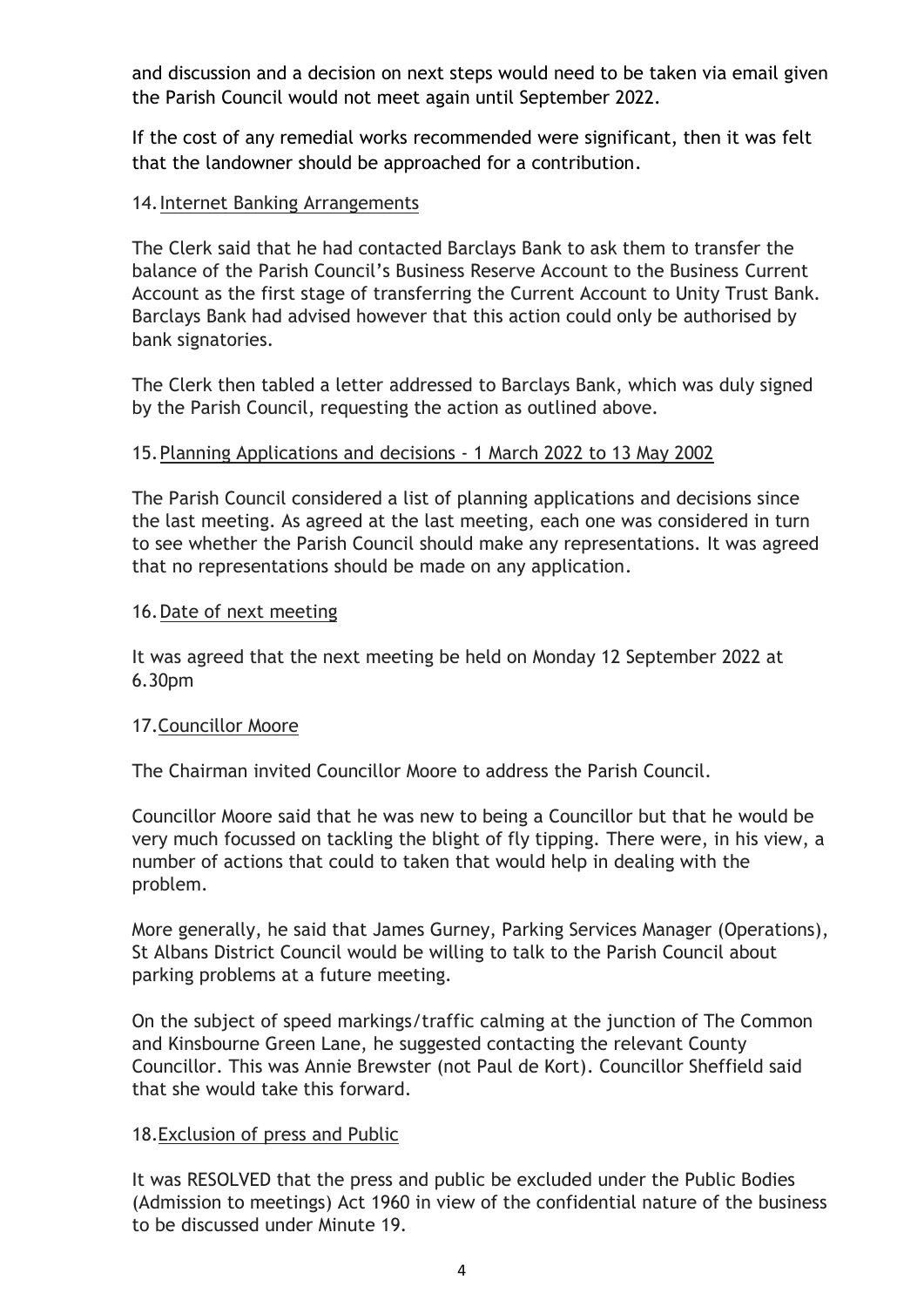and discussion and a decision on next steps would need to be taken via email given the Parish Council would not meet again until September 2022.

If the cost of any remedial works recommended were significant, then it was felt that the landowner should be approached for a contribution.

14. Internet Banking Arrangements

The Clerk said that he had contacted Barclays Bank to ask them to transfer the balance of the Parish Council's Business Reserve Account to the Business Current Account as the first stage of transferring the Current Account to Unity Trust Bank. Barclays Bank had advised however that this action could only be authorised by bank signatories.

The Clerk then tabled a letter addressed to Barclays Bank, which was duly signed by the Parish Council, requesting the action as outlined above.

15. Planning Applications and decisions - 1 March 2022 to 13 May 2002

The Parish Council considered a list of planning applications and decisions since the last meeting. As agreed at the last meeting, each one was considered in turn to see whether the Parish Council should make any representations. It was agreed that no representations should be made on any application.

16. Date of next meeting

It was agreed that the next meeting be held on Monday 12 September 2022 at 6.30pm

17. Councillor Moore

The Chairman invited Councillor Moore to address the Parish Council.

Councillor Moore said that he was new to being a Councillor but that he would be very much focussed on tackling the blight of fly tipping. There were, in his view, a number of actions that could to taken that would help in dealing with the problem.

More generally, he said that James Gurney, Parking Services Manager (Operations), St Albans District Council would be willing to talk to the Parish Council about parking problems at a future meeting.

On the subject of speed markings/traffic calming at the junction of The Common and Kinsbourne Green Lane, he suggested contacting the relevant County Councillor. This was Annie Brewster (not Paul de Kort). Councillor Sheffield said that she would take this forward.

18. Exclusion of press and Public

It was RESOLVED that the press and public be excluded under the Public Bodies (Admission to meetings) Act 1960 in view of the confidential nature of the business to be discussed under Minute 19.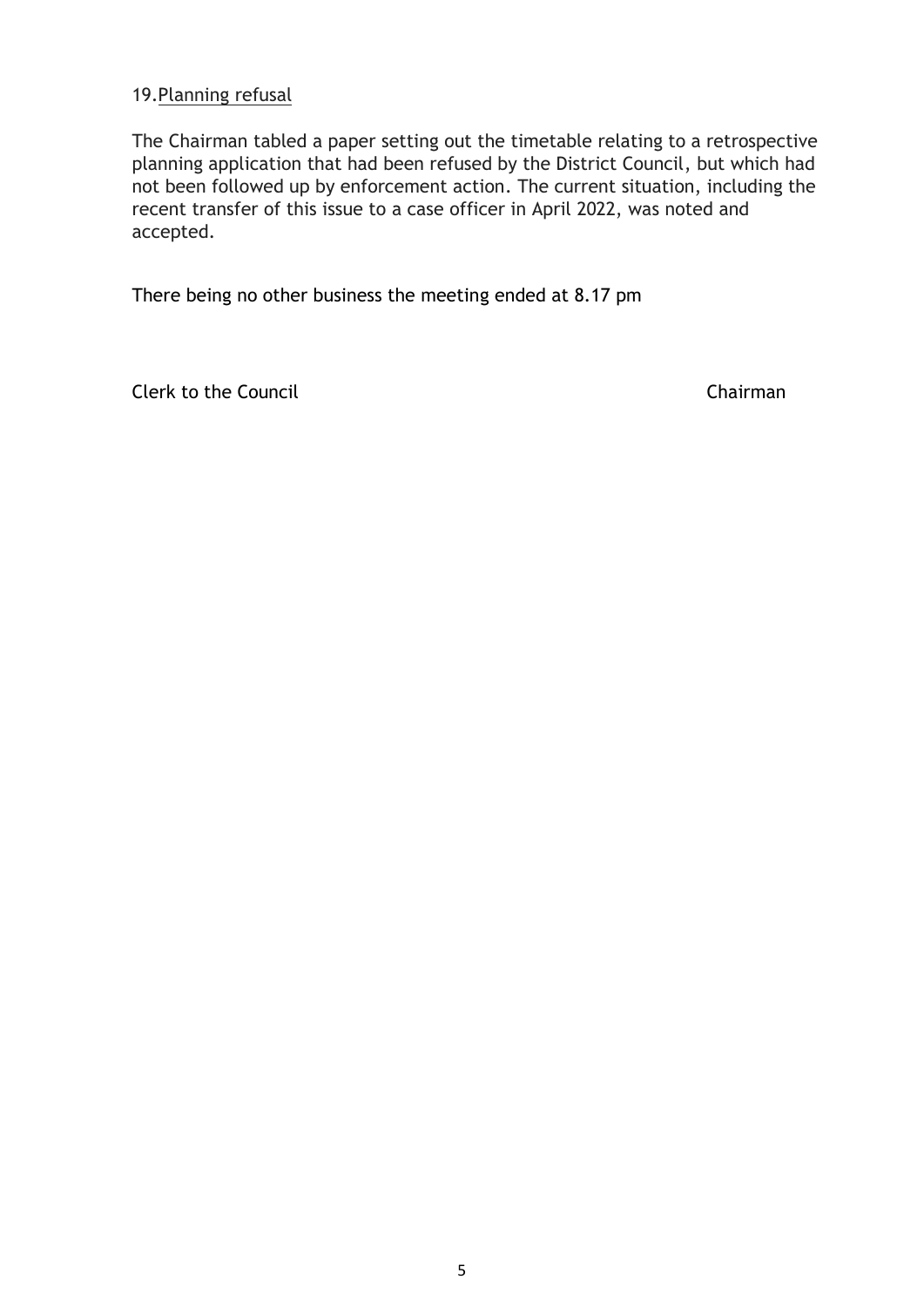19. <u>Planning refusal</u>

The Chairman tabled a paper setting out the timetable relating to a retrospective planning application that had been refused by the District Council, but which had not been followed up by enforcement action. The current situation, including the recent transfer of this issue to a case officer in April 2022, was noted and accepted.

There being no other business the meeting ended at 8.17 pm

Clerk to the Council                                                                                    Chairman